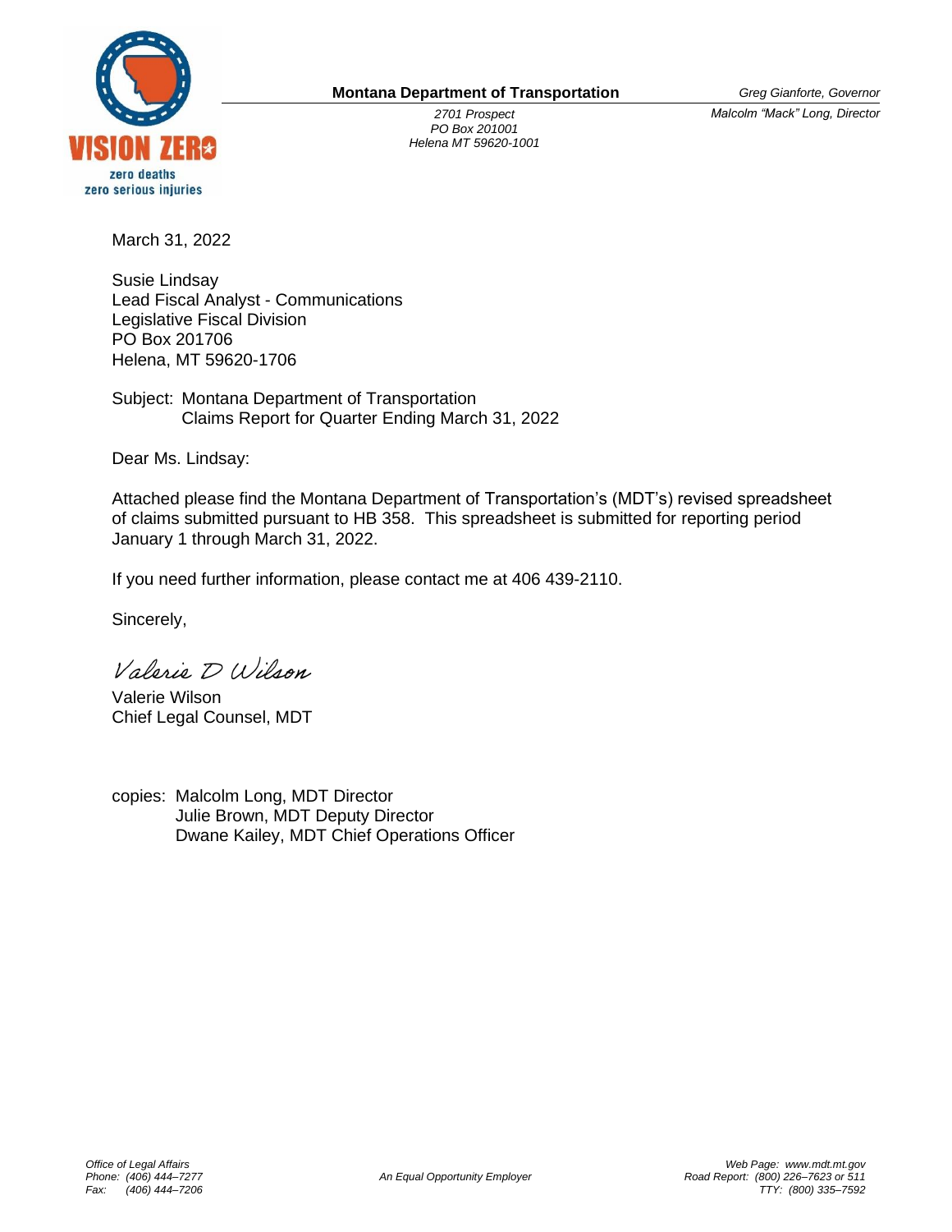VISION ZERO
zero deaths
zero serious injuries

**Montana Department of Transportation**

*2701 Prospect*
*PO Box 201001*
*Helena MT 59620-1001*

*Greg Gianforte, Governor*
*Malcolm "Mack" Long, Director*

March 31, 2022

Susie Lindsay
Lead Fiscal Analyst - Communications
Legislative Fiscal Division
PO Box 201706
Helena, MT 59620-1706

Subject: Montana Department of Transportation
Claims Report for Quarter Ending March 31, 2022

Dear Ms. Lindsay:

Attached please find the Montana Department of Transportation's (MDT's) revised spreadsheet of claims submitted pursuant to HB 358. This spreadsheet is submitted for reporting period January 1 through March 31, 2022.

If you need further information, please contact me at 406 439-2110.

Sincerely,

*Valerie D Wilson*

Valerie Wilson
Chief Legal Counsel, MDT

copies: Malcolm Long, MDT Director
Julie Brown, MDT Deputy Director
Dwane Kailey, MDT Chief Operations Officer

*Office of Legal Affairs*
*Phone: (406) 444–7277*
*Fax: (406) 444–7206*

*An Equal Opportunity Employer*

*Web Page: www.mdt.mt.gov*
*Road Report: (800) 226–7623 or 511*
*TTY: (800) 335–7592*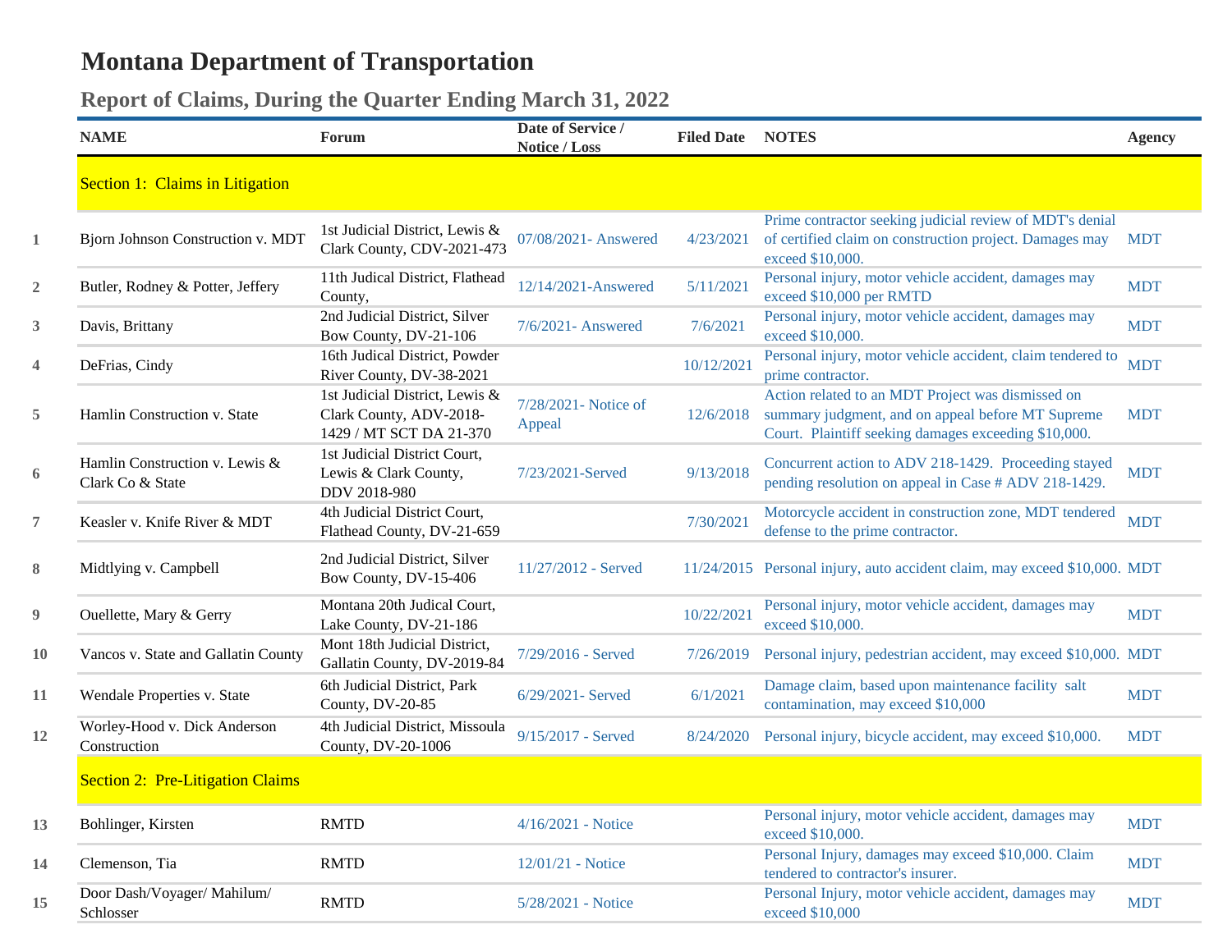# Montana Department of Transportation

## Report of Claims, During the Quarter Ending March 31, 2022

| | NAME | Forum | Date of Service / Notice / Loss | Filed Date | NOTES | Agency |
|---|---|---|---|---|---|---|
| | **Section 1: Claims in Litigation** | | | | | |
| 1 | Bjorn Johnson Construction v. MDT | 1st Judicial District, Lewis & Clark County, CDV-2021-473 | 07/08/2021- Answered | 4/23/2021 | Prime contractor seeking judicial review of MDT's denial of certified claim on construction project. Damages may exceed $10,000. | MDT |
| 2 | Butler, Rodney & Potter, Jeffery | 11th Judical District, Flathead County, | 12/14/2021-Answered | 5/11/2021 | Personal injury, motor vehicle accident, damages may exceed $10,000 per RMTD | MDT |
| 3 | Davis, Brittany | 2nd Judicial District, Silver Bow County, DV-21-106 | 7/6/2021- Answered | 7/6/2021 | Personal injury, motor vehicle accident, damages may exceed $10,000. | MDT |
| 4 | DeFrias, Cindy | 16th Judical District, Powder River County, DV-38-2021 | | 10/12/2021 | Personal injury, motor vehicle accident, claim tendered to prime contractor. | MDT |
| 5 | Hamlin Construction v. State | 1st Judicial District, Lewis & Clark County, ADV-2018-1429 / MT SCT DA 21-370 | 7/28/2021- Notice of Appeal | 12/6/2018 | Action related to an MDT Project was dismissed on summary judgment, and on appeal before MT Supreme Court. Plaintiff seeking damages exceeding $10,000. | MDT |
| 6 | Hamlin Construction v. Lewis & Clark Co & State | 1st Judicial District Court, Lewis & Clark County, DDV 2018-980 | 7/23/2021-Served | 9/13/2018 | Concurrent action to ADV 218-1429. Proceeding stayed pending resolution on appeal in Case # ADV 218-1429. | MDT |
| 7 | Keasler v. Knife River & MDT | 4th Judicial District Court, Flathead County, DV-21-659 | | 7/30/2021 | Motorcycle accident in construction zone, MDT tendered defense to the prime contractor. | MDT |
| 8 | Midtlying v. Campbell | 2nd Judicial District, Silver Bow County, DV-15-406 | 11/27/2012 - Served | 11/24/2015 | Personal injury, auto accident claim, may exceed $10,000. | MDT |
| 9 | Ouellette, Mary & Gerry | Montana 20th Judical Court, Lake County, DV-21-186 | | 10/22/2021 | Personal injury, motor vehicle accident, damages may exceed $10,000. | MDT |
| 10 | Vancos v. State and Gallatin County | Mont 18th Judicial District, Gallatin County, DV-2019-84 | 7/29/2016 - Served | 7/26/2019 | Personal injury, pedestrian accident, may exceed $10,000. | MDT |
| 11 | Wendale Properties v. State | 6th Judicial District, Park County, DV-20-85 | 6/29/2021- Served | 6/1/2021 | Damage claim, based upon maintenance facility salt contamination, may exceed $10,000 | MDT |
| 12 | Worley-Hood v. Dick Anderson Construction | 4th Judicial District, Missoula County, DV-20-1006 | 9/15/2017 - Served | 8/24/2020 | Personal injury, bicycle accident, may exceed $10,000. | MDT |
| | **Section 2: Pre-Litigation Claims** | | | | | |
| 13 | Bohlinger, Kirsten | RMTD | 4/16/2021 - Notice | | Personal injury, motor vehicle accident, damages may exceed $10,000. | MDT |
| 14 | Clemenson, Tia | RMTD | 12/01/21 - Notice | | Personal Injury, damages may exceed $10,000. Claim tendered to contractor's insurer. | MDT |
| 15 | Door Dash/Voyager/ Mahilum/ Schlosser | RMTD | 5/28/2021 - Notice | | Personal Injury, motor vehicle accident, damages may exceed $10,000 | MDT |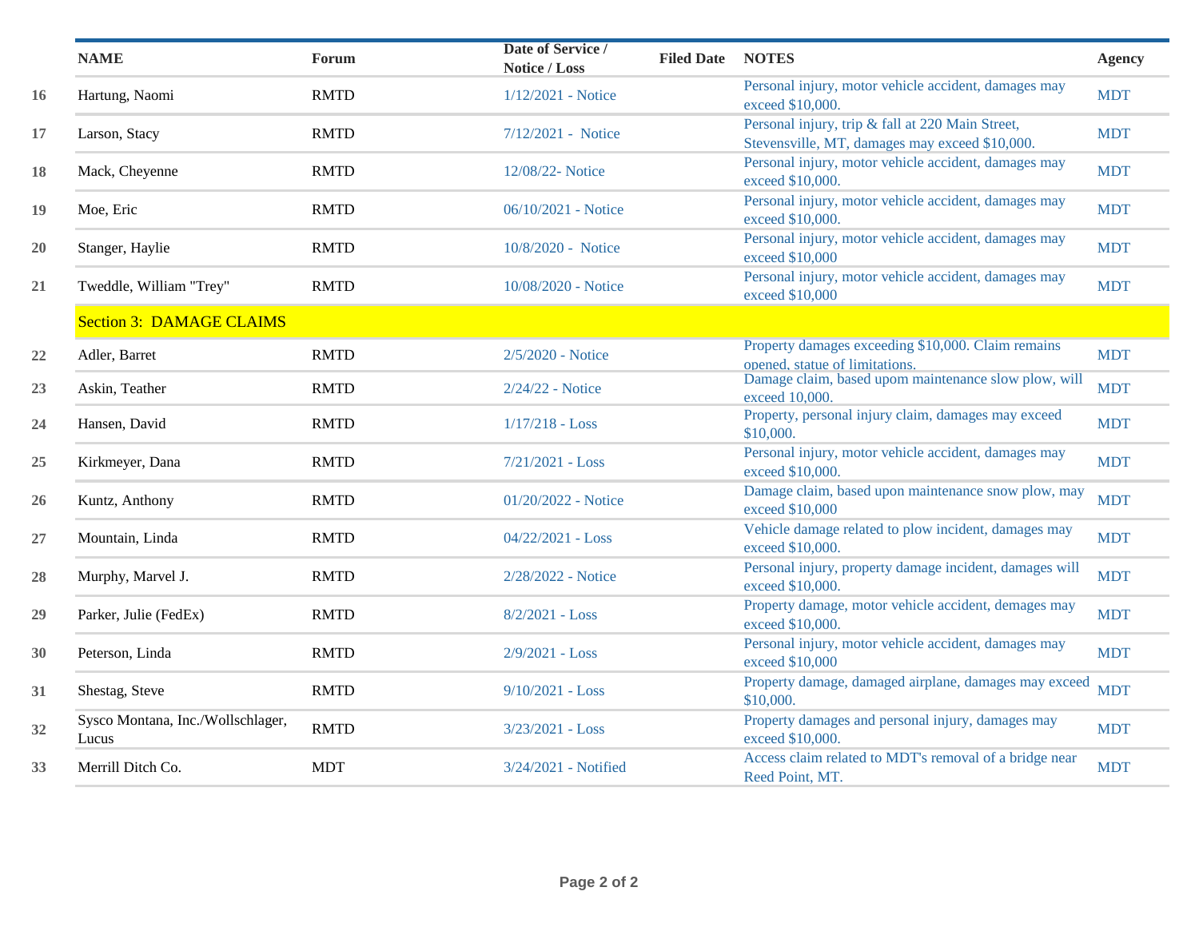| | NAME | Forum | Date of Service / Notice / Loss | Filed Date | NOTES | Agency |
|---|---|---|---|---|---|---|
| 16 | Hartung, Naomi | RMTD | 1/12/2021 - Notice | | Personal injury, motor vehicle accident, damages may exceed $10,000. | MDT |
| 17 | Larson, Stacy | RMTD | 7/12/2021 - Notice | | Personal injury, trip & fall at 220 Main Street, Stevensville, MT, damages may exceed $10,000. | MDT |
| 18 | Mack, Cheyenne | RMTD | 12/08/22- Notice | | Personal injury, motor vehicle accident, damages may exceed $10,000. | MDT |
| 19 | Moe, Eric | RMTD | 06/10/2021 - Notice | | Personal injury, motor vehicle accident, damages may exceed $10,000. | MDT |
| 20 | Stanger, Haylie | RMTD | 10/8/2020 - Notice | | Personal injury, motor vehicle accident, damages may exceed $10,000 | MDT |
| 21 | Tweddle, William "Trey" | RMTD | 10/08/2020 - Notice | | Personal injury, motor vehicle accident, damages may exceed $10,000 | MDT |
| | Section 3: DAMAGE CLAIMS | | | | | |
| 22 | Adler, Barret | RMTD | 2/5/2020 - Notice | | Property damages exceeding $10,000. Claim remains opened, statue of limitations. | MDT |
| 23 | Askin, Teather | RMTD | 2/24/22 - Notice | | Damage claim, based upom maintenance slow plow, will exceed 10,000. | MDT |
| 24 | Hansen, David | RMTD | 1/17/218 - Loss | | Property, personal injury claim, damages may exceed $10,000. | MDT |
| 25 | Kirkmeyer, Dana | RMTD | 7/21/2021 - Loss | | Personal injury, motor vehicle accident, damages may exceed $10,000. | MDT |
| 26 | Kuntz, Anthony | RMTD | 01/20/2022 - Notice | | Damage claim, based upon maintenance snow plow, may exceed $10,000 | MDT |
| 27 | Mountain, Linda | RMTD | 04/22/2021 - Loss | | Vehicle damage related to plow incident, damages may exceed $10,000. | MDT |
| 28 | Murphy, Marvel J. | RMTD | 2/28/2022 - Notice | | Personal injury, property damage incident, damages will exceed $10,000. | MDT |
| 29 | Parker, Julie (FedEx) | RMTD | 8/2/2021 - Loss | | Property damage, motor vehicle accident, demages may exceed $10,000. | MDT |
| 30 | Peterson, Linda | RMTD | 2/9/2021 - Loss | | Personal injury, motor vehicle accident, damages may exceed $10,000 | MDT |
| 31 | Shestag, Steve | RMTD | 9/10/2021 - Loss | | Property damage, damaged airplane, damages may exceed $10,000. | MDT |
| 32 | Sysco Montana, Inc./Wollschlager, Lucus | RMTD | 3/23/2021 - Loss | | Property damages and personal injury, damages may exceed $10,000. | MDT |
| 33 | Merrill Ditch Co. | MDT | 3/24/2021 - Notified | | Access claim related to MDT's removal of a bridge near Reed Point, MT. | MDT |